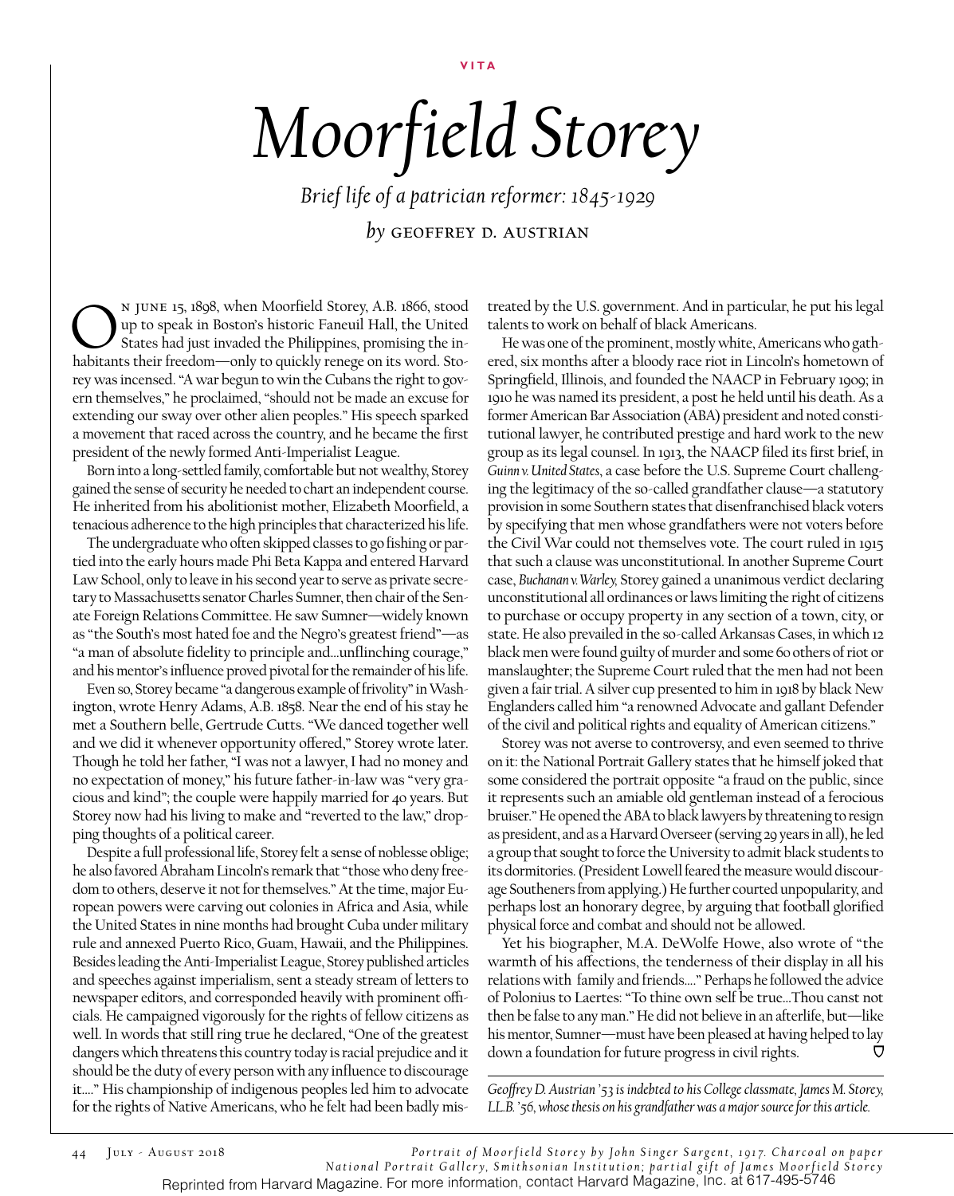VITA

# *Moorfield Storey*

*Brief life of a patrician reformer: 1845-1929*

*by* GEOFFREY D. AUSTRIAN

On June 15, 1898, when Moorfield Storey, A.B. 1866, stood up to speak in Boston's historic Faneuil Hall, the United States had just invaded the Philippines, promising the inhabitants their freedom—only to quickly renege on its word. Storey was incensed. "A war begun to win the Cubans the right to govern themselves," he proclaimed, "should not be made an excuse for extending our sway over other alien peoples." His speech sparked a movement that raced across the country, and he became the first president of the newly formed Anti-Imperialist League.

Born into a long-settled family, comfortable but not wealthy, Storey gained the sense of security he needed to chart an independent course. He inherited from his abolitionist mother, Elizabeth Moorfield, a tenacious adherence to the high principles that characterized his life.

The undergraduate who often skipped classes to go fishing or partied into the early hours made Phi Beta Kappa and entered Harvard Law School, only to leave in his second year to serve as private secretary to Massachusetts senator Charles Sumner, then chair of the Senate Foreign Relations Committee. He saw Sumner—widely known as "the South's most hated foe and the Negro's greatest friend"—as "a man of absolute fidelity to principle and...unflinching courage," and his mentor's influence proved pivotal for the remainder of his life.

Even so, Storey became "a dangerous example of frivolity" in Washington, wrote Henry Adams, A.B. 1858. Near the end of his stay he met a Southern belle, Gertrude Cutts. "We danced together well and we did it whenever opportunity offered," Storey wrote later. Though he told her father, "I was not a lawyer, I had no money and no expectation of money," his future father-in-law was "very gracious and kind"; the couple were happily married for 40 years. But Storey now had his living to make and "reverted to the law," dropping thoughts of a political career.

Despite a full professional life, Storey felt a sense of noblesse oblige; he also favored Abraham Lincoln's remark that "those who deny freedom to others, deserve it not for themselves." At the time, major European powers were carving out colonies in Africa and Asia, while the United States in nine months had brought Cuba under military rule and annexed Puerto Rico, Guam, Hawaii, and the Philippines. Besides leading the Anti-Imperialist League, Storey published articles and speeches against imperialism, sent a steady stream of letters to newspaper editors, and corresponded heavily with prominent officials. He campaigned vigorously for the rights of fellow citizens as well. In words that still ring true he declared, "One of the greatest dangers which threatens this country today is racial prejudice and it should be the duty of every person with any influence to discourage it...." His championship of indigenous peoples led him to advocate for the rights of Native Americans, who he felt had been badly mistreated by the U.S. government. And in particular, he put his legal talents to work on behalf of black Americans.

He was one of the prominent, mostly white, Americans who gathered, six months after a bloody race riot in Lincoln's hometown of Springfield, Illinois, and founded the NAACP in February 1909; in 1910 he was named its president, a post he held until his death. As a former American Bar Association (ABA) president and noted constitutional lawyer, he contributed prestige and hard work to the new group as its legal counsel. In 1913, the NAACP filed its first brief, in *Guinn v. United States*, a case before the U.S. Supreme Court challenging the legitimacy of the so-called grandfather clause—a statutory provision in some Southern states that disenfranchised black voters by specifying that men whose grandfathers were not voters before the Civil War could not themselves vote. The court ruled in 1915 that such a clause was unconstitutional. In another Supreme Court case, *Buchanan v. Warley,* Storey gained a unanimous verdict declaring unconstitutional all ordinances or laws limiting the right of citizens to purchase or occupy property in any section of a town, city, or state. He also prevailed in the so-called Arkansas Cases, in which 12 black men were found guilty of murder and some 60 others of riot or manslaughter; the Supreme Court ruled that the men had not been given a fair trial. A silver cup presented to him in 1918 by black New Englanders called him "a renowned Advocate and gallant Defender of the civil and political rights and equality of American citizens."

Storey was not averse to controversy, and even seemed to thrive on it: the National Portrait Gallery states that he himself joked that some considered the portrait opposite "a fraud on the public, since it represents such an amiable old gentleman instead of a ferocious bruiser." He opened the ABA to black lawyers by threatening to resign as president, and as a Harvard Overseer (serving 29 years in all), he led a group that sought to force the University to admit black students to its dormitories. (President Lowell feared the measure would discourage Southeners from applying.) He further courted unpopularity, and perhaps lost an honorary degree, by arguing that football glorified physical force and combat and should not be allowed.

Yet his biographer, M.A. DeWolfe Howe, also wrote of "the warmth of his affections, the tenderness of their display in all his relations with family and friends...." Perhaps he followed the advice of Polonius to Laertes: "To thine own self be true...Thou canst not then be false to any man." He did not believe in an afterlife, but—like his mentor, Sumner—must have been pleased at having helped to lay down a foundation for future progress in civil rights.

*Geoffrey D. Austrian '53 is indebted to his College classmate, James M. Storey, LL.B. '56, whose thesis on his grandfather was a major source for this article.*

*Portrait of Moorfield Storey by John Singer Sargent, 1917. Charcoal on paper National Portrait Gallery, Smithsonian Institution; partial gift of James Moorfield Storey*

Reprinted from Harvard Magazine. For more information, contact Harvard Magazine, Inc. at 617-495-5746